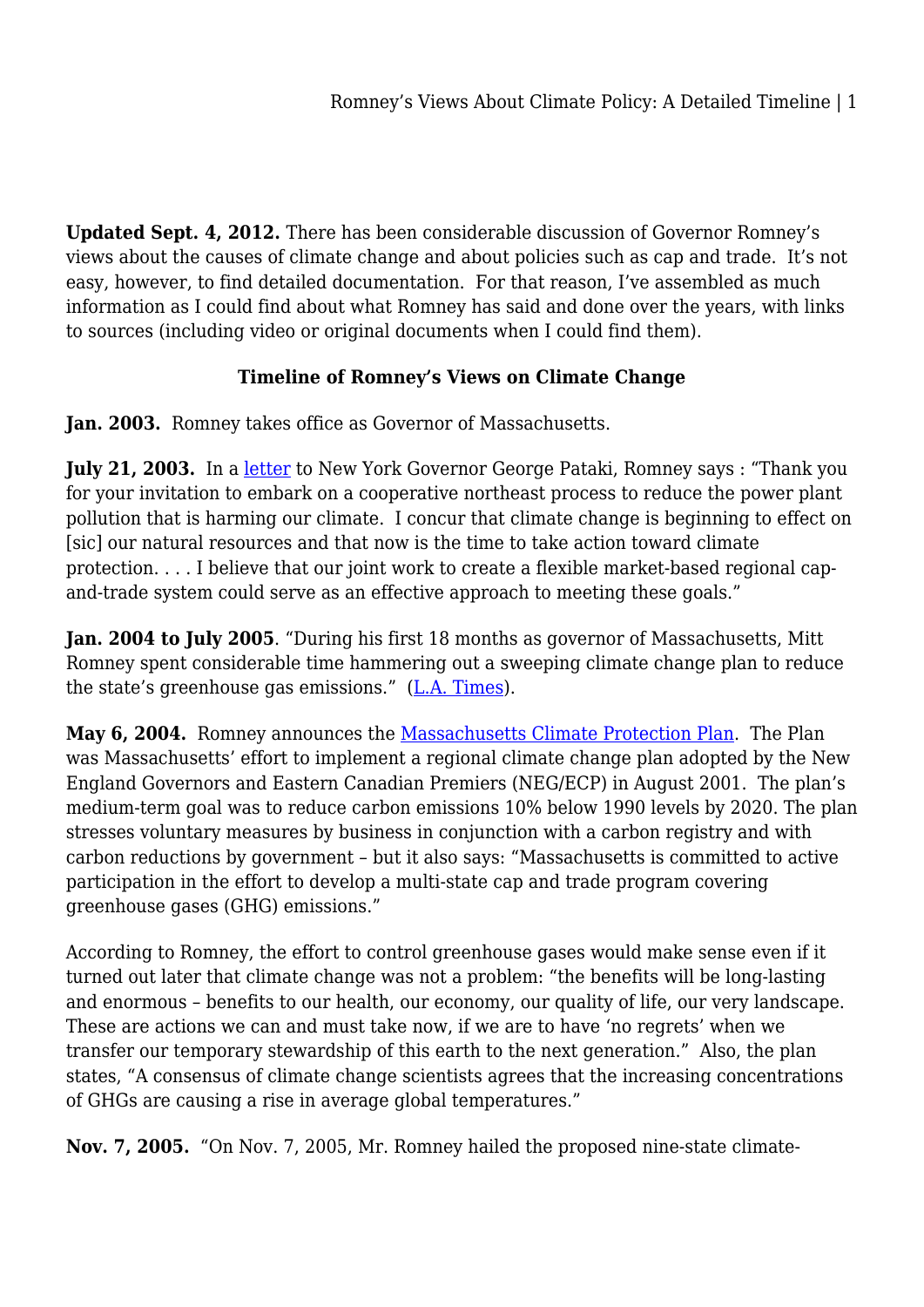**Updated Sept. 4, 2012.** There has been considerable discussion of Governor Romney's views about the causes of climate change and about policies such as cap and trade. It's not easy, however, to find detailed documentation. For that reason, I've assembled as much information as I could find about what Romney has said and done over the years, with links to sources (including video or original documents when I could find them).

### Timeline of Romney's Views on Climate Change

**Jan. 2003.** Romney takes office as Governor of Massachusetts.

**July 21, 2003.** In a [letter](#) to New York Governor George Pataki, Romney says : "Thank you for your invitation to embark on a cooperative northeast process to reduce the power plant pollution that is harming our climate. I concur that climate change is beginning to effect on [sic] our natural resources and that now is the time to take action toward climate protection. . . . I believe that our joint work to create a flexible market-based regional cap-and-trade system could serve as an effective approach to meeting these goals."

**Jan. 2004 to July 2005**. "During his first 18 months as governor of Massachusetts, Mitt Romney spent considerable time hammering out a sweeping climate change plan to reduce the state's greenhouse gas emissions." ([L.A. Times](#)).

**May 6, 2004.** Romney announces the [Massachusetts Climate Protection Plan](#). The Plan was Massachusetts' effort to implement a regional climate change plan adopted by the New England Governors and Eastern Canadian Premiers (NEG/ECP) in August 2001. The plan's medium-term goal was to reduce carbon emissions 10% below 1990 levels by 2020. The plan stresses voluntary measures by business in conjunction with a carbon registry and with carbon reductions by government – but it also says: "Massachusetts is committed to active participation in the effort to develop a multi-state cap and trade program covering greenhouse gases (GHG) emissions."

According to Romney, the effort to control greenhouse gases would make sense even if it turned out later that climate change was not a problem: "the benefits will be long-lasting and enormous – benefits to our health, our economy, our quality of life, our very landscape. These are actions we can and must take now, if we are to have 'no regrets' when we transfer our temporary stewardship of this earth to the next generation." Also, the plan states, "A consensus of climate change scientists agrees that the increasing concentrations of GHGs are causing a rise in average global temperatures."

**Nov. 7, 2005.** "On Nov. 7, 2005, Mr. Romney hailed the proposed nine-state climate-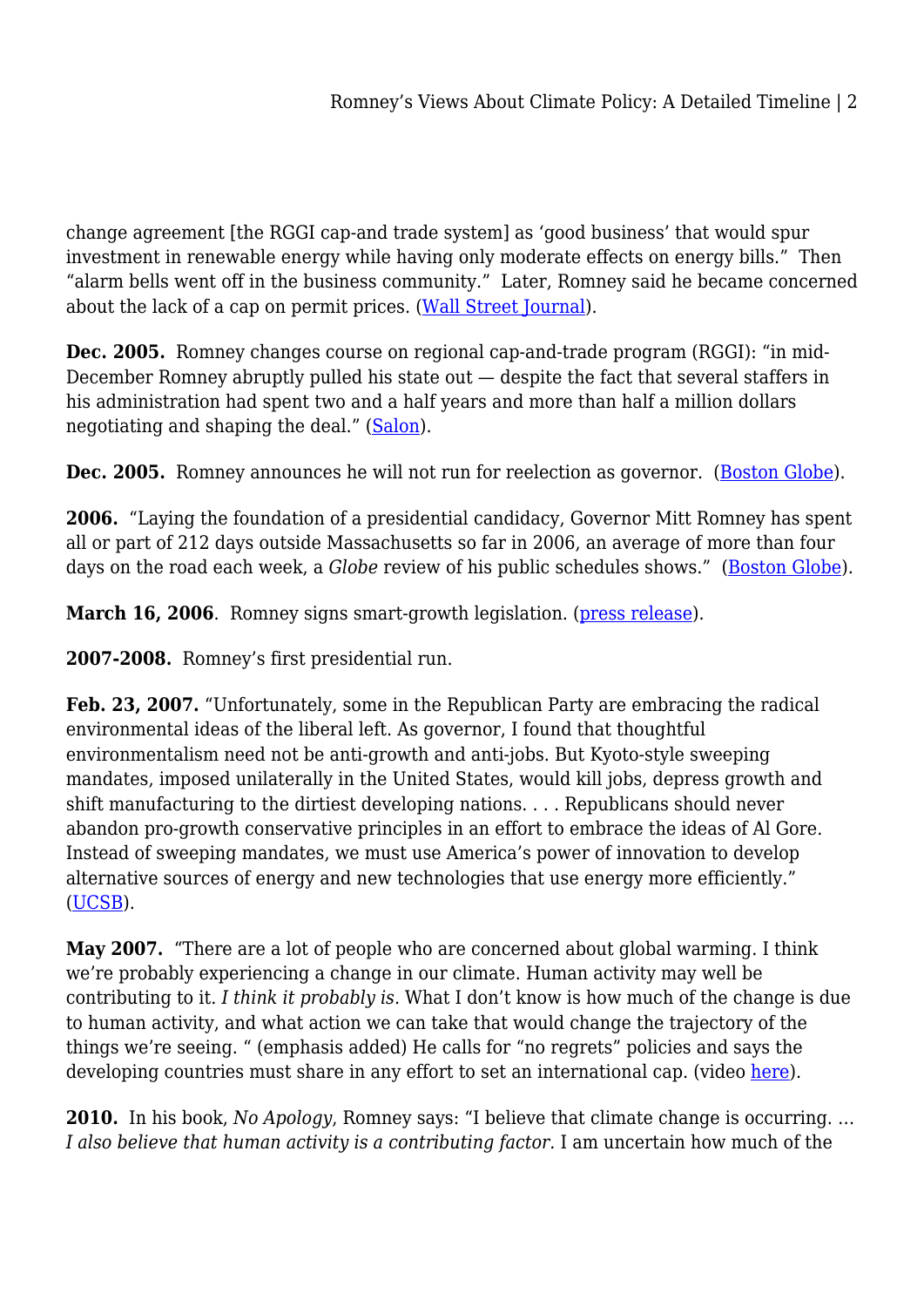change agreement [the RGGI cap-and trade system] as 'good business' that would spur investment in renewable energy while having only moderate effects on energy bills." Then "alarm bells went off in the business community." Later, Romney said he became concerned about the lack of a cap on permit prices. ([Wall Street Journal](#)).

**Dec. 2005.** Romney changes course on regional cap-and-trade program (RGGI): "in mid-December Romney abruptly pulled his state out — despite the fact that several staffers in his administration had spent two and a half years and more than half a million dollars negotiating and shaping the deal." ([Salon](#)).

**Dec. 2005.** Romney announces he will not run for reelection as governor. ([Boston Globe](#)).

**2006.** "Laying the foundation of a presidential candidacy, Governor Mitt Romney has spent all or part of 212 days outside Massachusetts so far in 2006, an average of more than four days on the road each week, a *Globe* review of his public schedules shows." ([Boston Globe](#)).

**March 16, 2006**. Romney signs smart-growth legislation. ([press release](#)).

**2007-2008.** Romney's first presidential run.

**Feb. 23, 2007.** "Unfortunately, some in the Republican Party are embracing the radical environmental ideas of the liberal left. As governor, I found that thoughtful environmentalism need not be anti-growth and anti-jobs. But Kyoto-style sweeping mandates, imposed unilaterally in the United States, would kill jobs, depress growth and shift manufacturing to the dirtiest developing nations. . . . Republicans should never abandon pro-growth conservative principles in an effort to embrace the ideas of Al Gore. Instead of sweeping mandates, we must use America's power of innovation to develop alternative sources of energy and new technologies that use energy more efficiently." ([UCSB](#)).

**May 2007.** "There are a lot of people who are concerned about global warming. I think we're probably experiencing a change in our climate. Human activity may well be contributing to it. *I think it probably is.* What I don't know is how much of the change is due to human activity, and what action we can take that would change the trajectory of the things we're seeing. " (emphasis added) He calls for "no regrets" policies and says the developing countries must share in any effort to set an international cap. (video [here](#)).

**2010.** In his book, *No Apology*, Romney says: "I believe that climate change is occurring. … *I also believe that human activity is a contributing factor.* I am uncertain how much of the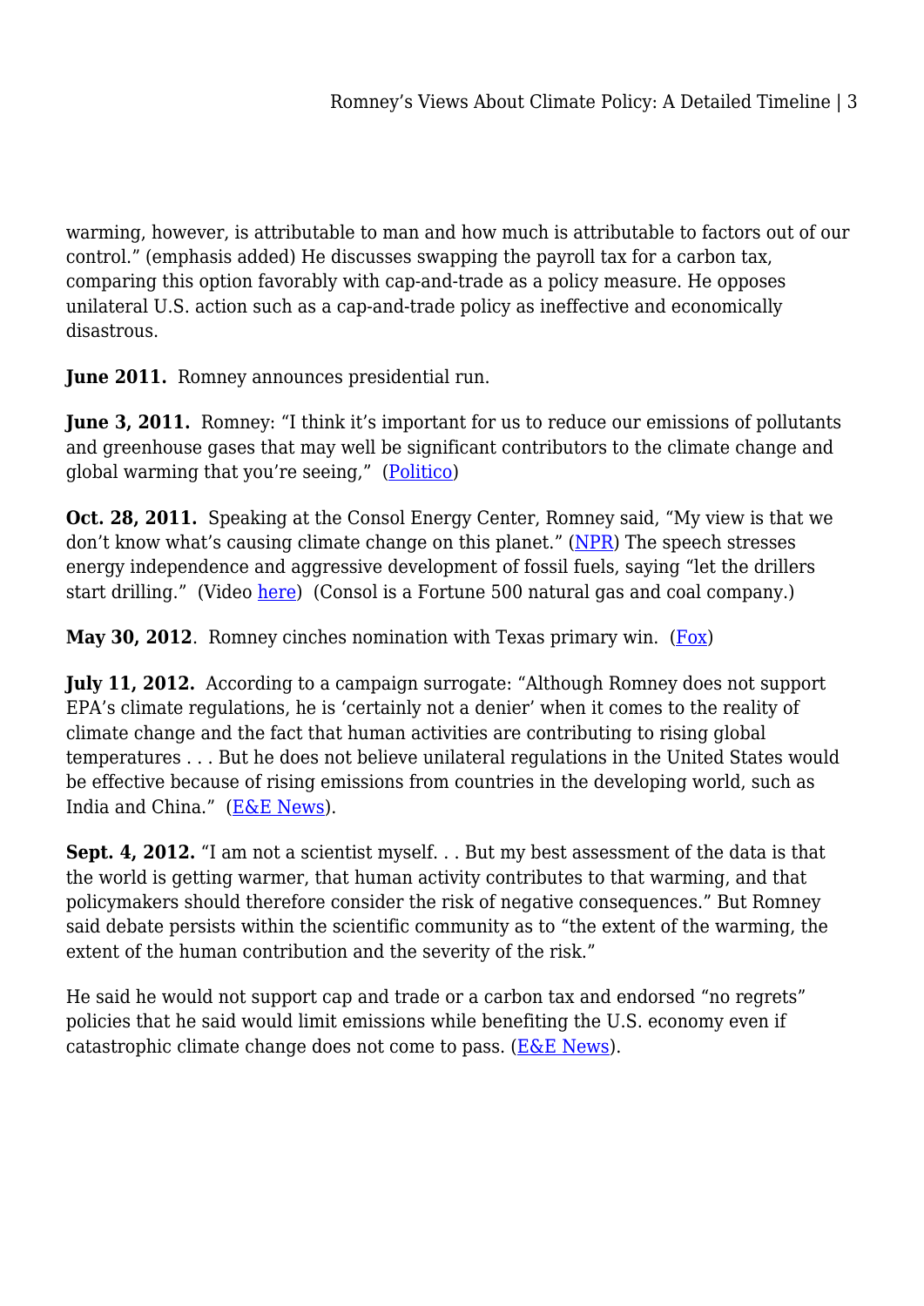warming, however, is attributable to man and how much is attributable to factors out of our control." (emphasis added) He discusses swapping the payroll tax for a carbon tax, comparing this option favorably with cap-and-trade as a policy measure. He opposes unilateral U.S. action such as a cap-and-trade policy as ineffective and economically disastrous.

**June 2011.** Romney announces presidential run.

**June 3, 2011.** Romney: "I think it's important for us to reduce our emissions of pollutants and greenhouse gases that may well be significant contributors to the climate change and global warming that you're seeing," (Politico)

**Oct. 28, 2011.** Speaking at the Consol Energy Center, Romney said, "My view is that we don't know what's causing climate change on this planet." (NPR) The speech stresses energy independence and aggressive development of fossil fuels, saying "let the drillers start drilling." (Video here) (Consol is a Fortune 500 natural gas and coal company.)

**May 30, 2012**. Romney cinches nomination with Texas primary win. (Fox)

**July 11, 2012.** According to a campaign surrogate: "Although Romney does not support EPA's climate regulations, he is 'certainly not a denier' when it comes to the reality of climate change and the fact that human activities are contributing to rising global temperatures . . . But he does not believe unilateral regulations in the United States would be effective because of rising emissions from countries in the developing world, such as India and China." (E&E News).

**Sept. 4, 2012.** "I am not a scientist myself. . . But my best assessment of the data is that the world is getting warmer, that human activity contributes to that warming, and that policymakers should therefore consider the risk of negative consequences." But Romney said debate persists within the scientific community as to "the extent of the warming, the extent of the human contribution and the severity of the risk."

He said he would not support cap and trade or a carbon tax and endorsed "no regrets" policies that he said would limit emissions while benefiting the U.S. economy even if catastrophic climate change does not come to pass. (E&E News).